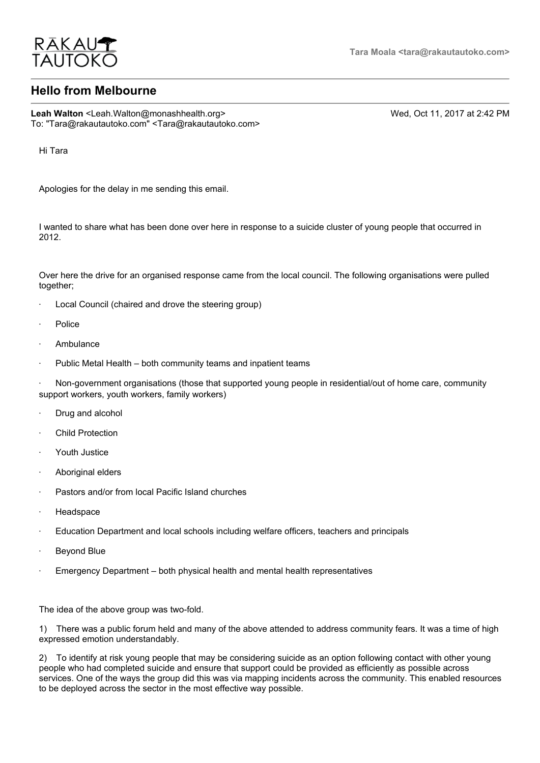RĀKAU TAUTOKO

Tara Moala <tara@rakautautoko.com>

# Hello from Melbourne

**Leah Walton** <Leah.Walton@monashhealth.org> Wed, Oct 11, 2017 at 2:42 PM
To: "Tara@rakautautoko.com" <Tara@rakautautoko.com>

Hi Tara

Apologies for the delay in me sending this email.

I wanted to share what has been done over here in response to a suicide cluster of young people that occurred in 2012.

Over here the drive for an organised response came from the local council. The following organisations were pulled together;

- Local Council (chaired and drove the steering group)
- Police
- Ambulance
- Public Metal Health – both community teams and inpatient teams
- Non-government organisations (those that supported young people in residential/out of home care, community support workers, youth workers, family workers)
- Drug and alcohol
- Child Protection
- Youth Justice
- Aboriginal elders
- Pastors and/or from local Pacific Island churches
- Headspace
- Education Department and local schools including welfare officers, teachers and principals
- Beyond Blue
- Emergency Department – both physical health and mental health representatives

The idea of the above group was two-fold.

1) There was a public forum held and many of the above attended to address community fears. It was a time of high expressed emotion understandably.

2) To identify at risk young people that may be considering suicide as an option following contact with other young people who had completed suicide and ensure that support could be provided as efficiently as possible across services. One of the ways the group did this was via mapping incidents across the community. This enabled resources to be deployed across the sector in the most effective way possible.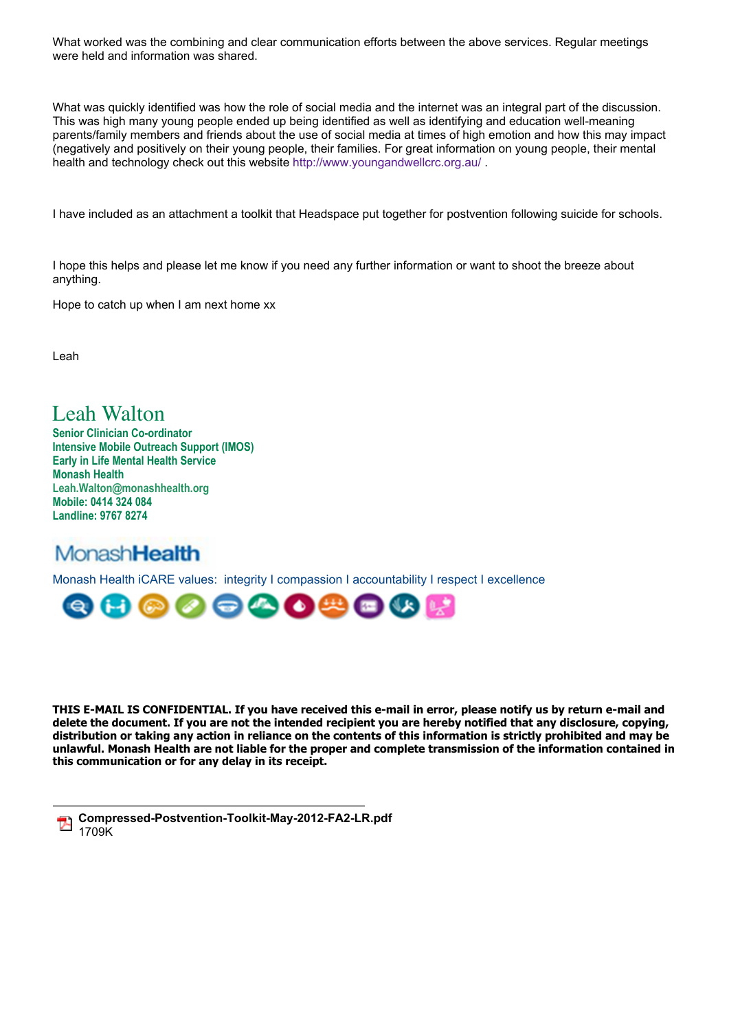What worked was the combining and clear communication efforts between the above services. Regular meetings were held and information was shared.

What was quickly identified was how the role of social media and the internet was an integral part of the discussion. This was high many young people ended up being identified as well as identifying and education well-meaning parents/family members and friends about the use of social media at times of high emotion and how this may impact (negatively and positively on their young people, their families. For great information on young people, their mental health and technology check out this website http://www.youngandwellcrc.org.au/ .

I have included as an attachment a toolkit that Headspace put together for postvention following suicide for schools.

I hope this helps and please let me know if you need any further information or want to shoot the breeze about anything.

Hope to catch up when I am next home xx

Leah

Leah Walton
**Senior Clinician Co-ordinator**
**Intensive Mobile Outreach Support (IMOS)**
**Early in Life Mental Health Service**
**Monash Health**
**Leah.Walton@monashhealth.org**
**Mobile: 0414 324 084**
**Landline: 9767 8274**

MonashHealth

Monash Health iCARE values: integrity I compassion I accountability I respect I excellence

**THIS E-MAIL IS CONFIDENTIAL. If you have received this e-mail in error, please notify us by return e-mail and delete the document. If you are not the intended recipient you are hereby notified that any disclosure, copying, distribution or taking any action in reliance on the contents of this information is strictly prohibited and may be unlawful. Monash Health are not liable for the proper and complete transmission of the information contained in this communication or for any delay in its receipt.**

---

**Compressed-Postvention-Toolkit-May-2012-FA2-LR.pdf**
1709K